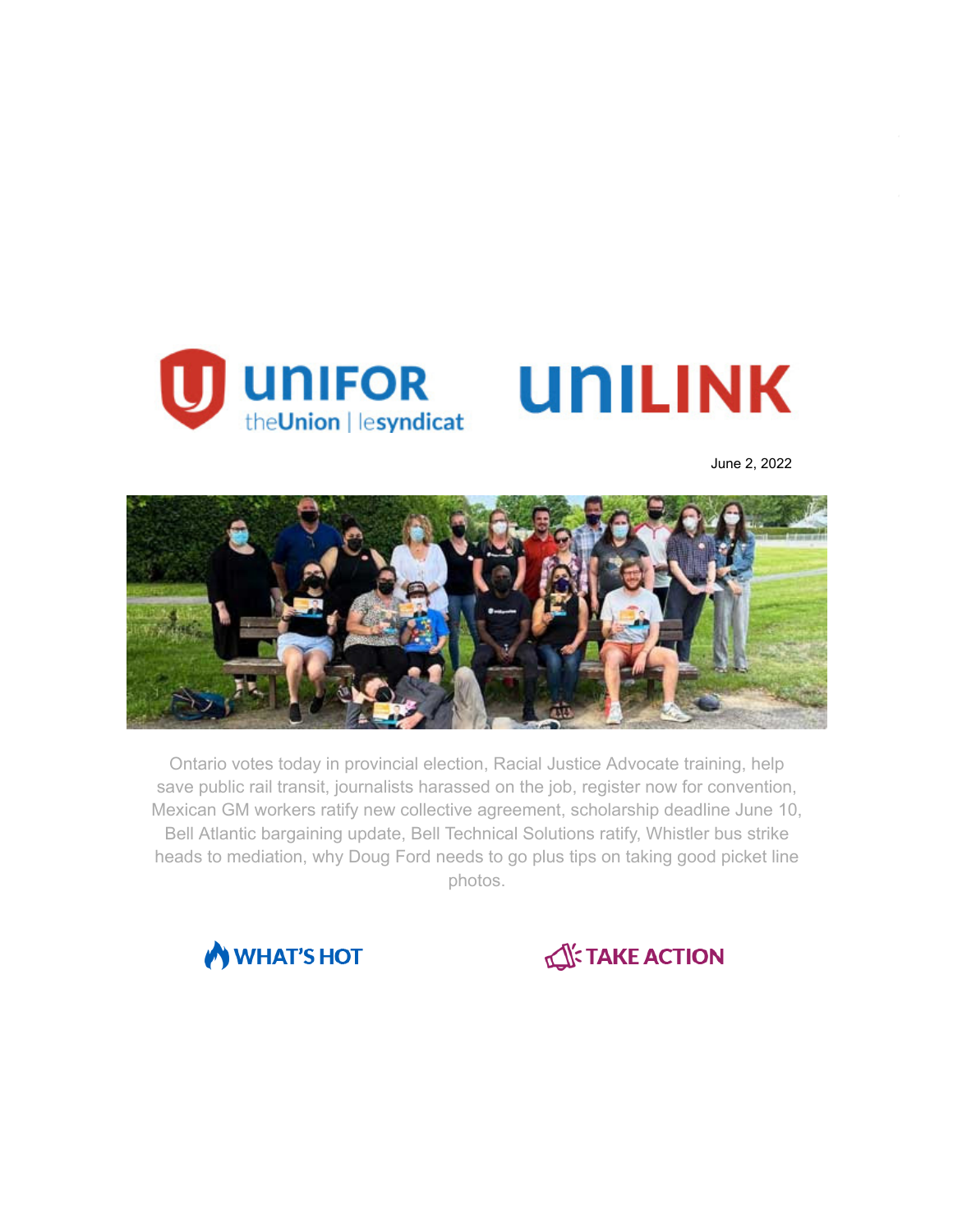UNIFOR theUnion | lesyndicat

UNILINK

June 2, 2022

Ontario votes today in provincial election, Racial Justice Advocate training, help save public rail transit, journalists harassed on the job, register now for convention, Mexican GM workers ratify new collective agreement, scholarship deadline June 10, Bell Atlantic bargaining update, Bell Technical Solutions ratify, Whistler bus strike heads to mediation, why Doug Ford needs to go plus tips on taking good picket line photos.

WHAT'S HOT

TAKE ACTION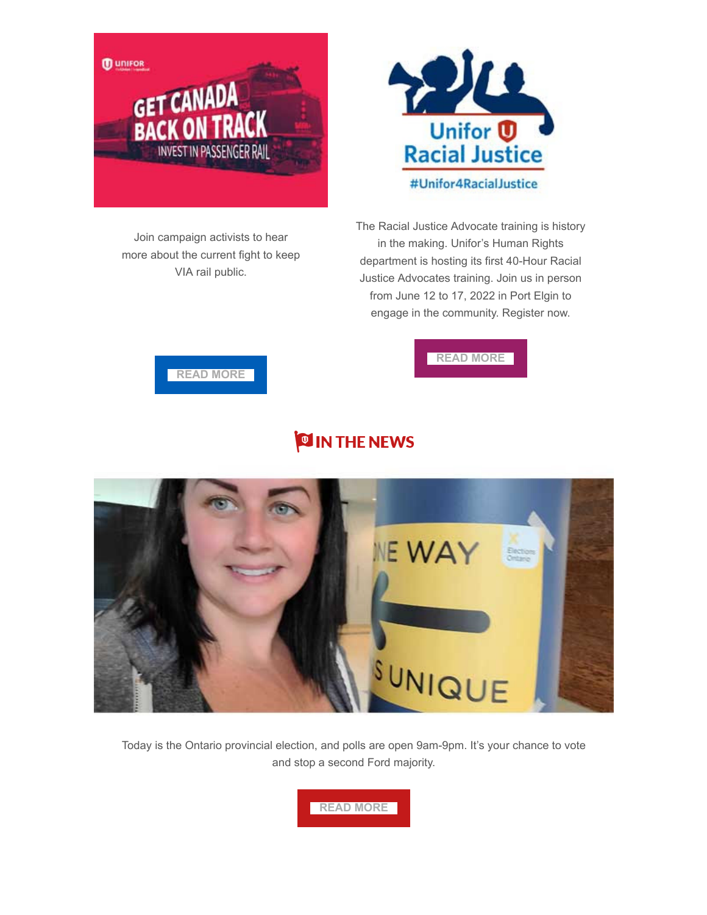Join campaign activists to hear more about the current fight to keep VIA rail public.

READ MORE

The Racial Justice Advocate training is history in the making. Unifor's Human Rights department is hosting its first 40-Hour Racial Justice Advocates training. Join us in person from June 12 to 17, 2022 in Port Elgin to engage in the community. Register now.

READ MORE

## IN THE NEWS

Today is the Ontario provincial election, and polls are open 9am-9pm. It's your chance to vote and stop a second Ford majority.

READ MORE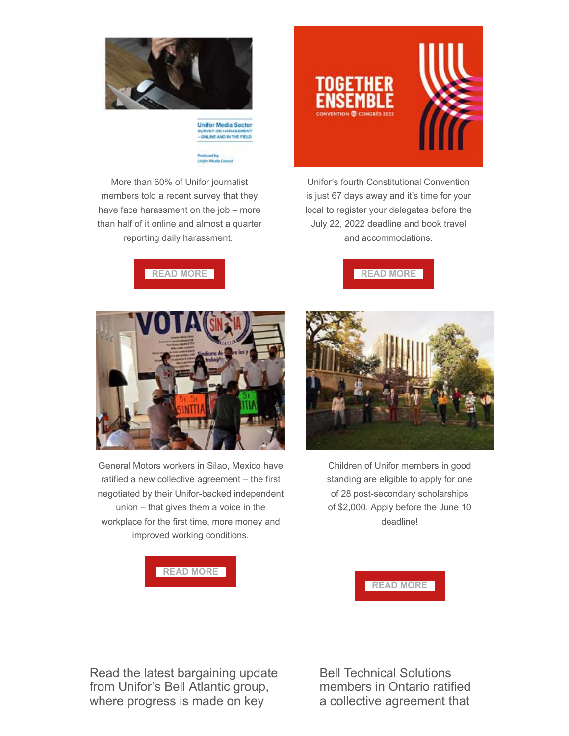More than 60% of Unifor journalist members told a recent survey that they have face harassment on the job – more than half of it online and almost a quarter reporting daily harassment.

READ MORE

Unifor's fourth Constitutional Convention is just 67 days away and it's time for your local to register your delegates before the July 22, 2022 deadline and book travel and accommodations.

READ MORE

General Motors workers in Silao, Mexico have ratified a new collective agreement – the first negotiated by their Unifor-backed independent union – that gives them a voice in the workplace for the first time, more money and improved working conditions.

READ MORE

Children of Unifor members in good standing are eligible to apply for one of 28 post-secondary scholarships of $2,000. Apply before the June 10 deadline!

READ MORE

Read the latest bargaining update from Unifor's Bell Atlantic group, where progress is made on key

Bell Technical Solutions members in Ontario ratified a collective agreement that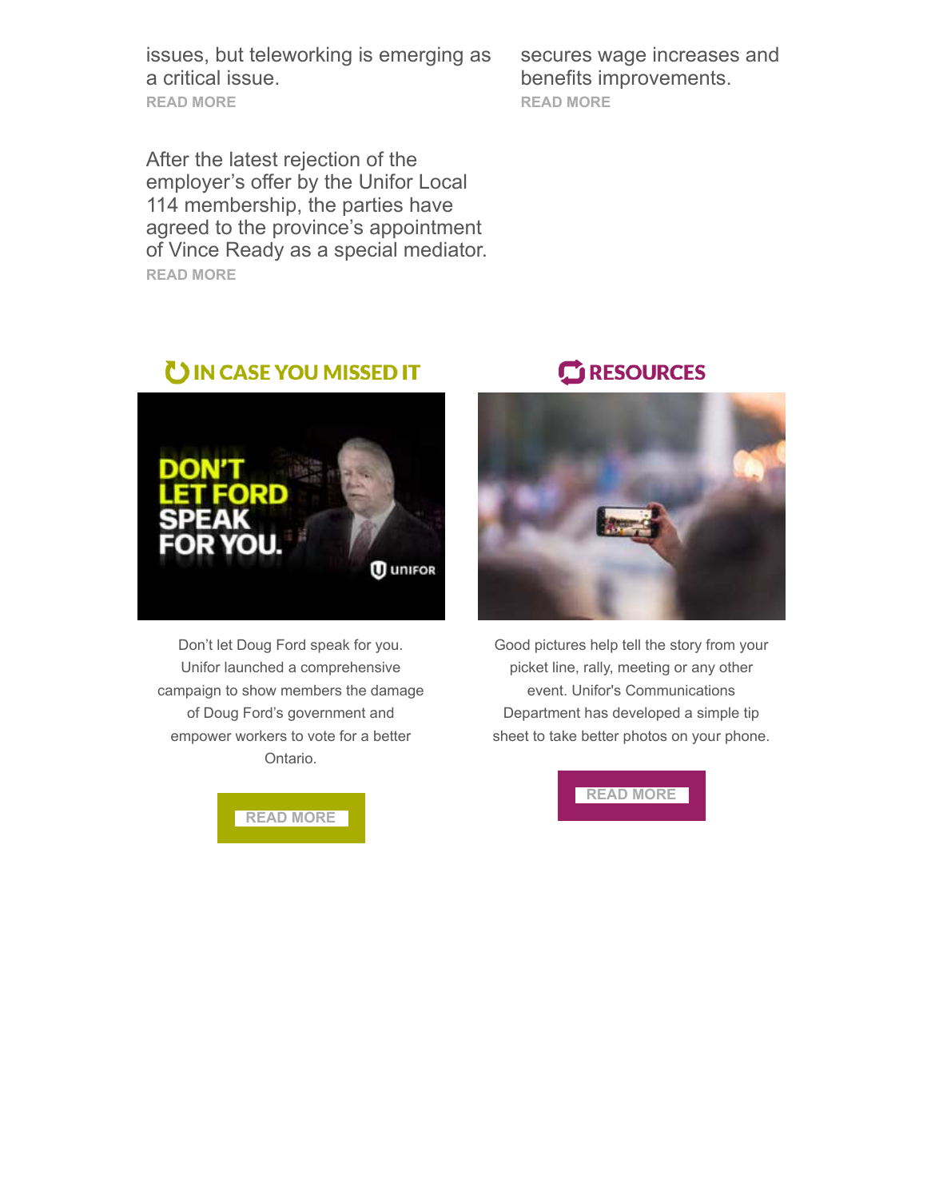issues, but teleworking is emerging as a critical issue.

READ MORE

secures wage increases and benefits improvements.

READ MORE

After the latest rejection of the employer's offer by the Unifor Local 114 membership, the parties have agreed to the province's appointment of Vince Ready as a special mediator.

READ MORE

## IN CASE YOU MISSED IT

Don't let Doug Ford speak for you. Unifor launched a comprehensive campaign to show members the damage of Doug Ford's government and empower workers to vote for a better Ontario.

READ MORE

## RESOURCES

Good pictures help tell the story from your picket line, rally, meeting or any other event. Unifor's Communications Department has developed a simple tip sheet to take better photos on your phone.

READ MORE